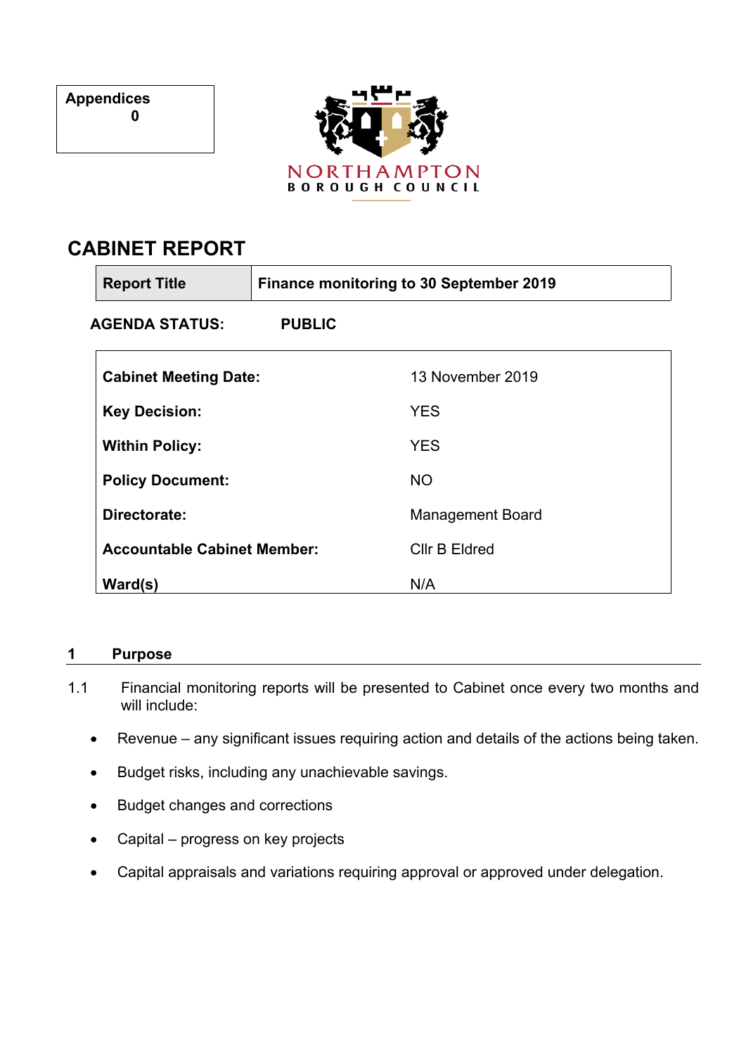| Appendices |
| --- |
| 0 |

NORTHAMPTON
BOROUGH COUNCIL

# CABINET REPORT

| Report Title | Finance monitoring to 30 September 2019 |
| --- | --- |

**AGENDA STATUS:** **PUBLIC**

| | |
| --- | --- |
| **Cabinet Meeting Date:** | 13 November 2019 |
| **Key Decision:** | YES |
| **Within Policy:** | YES |
| **Policy Document:** | NO |
| **Directorate:** | Management Board |
| **Accountable Cabinet Member:** | Cllr B Eldred |
| **Ward(s)** | N/A |

## 1 Purpose

1.1 Financial monitoring reports will be presented to Cabinet once every two months and will include:

- Revenue – any significant issues requiring action and details of the actions being taken.
- Budget risks, including any unachievable savings.
- Budget changes and corrections
- Capital – progress on key projects
- Capital appraisals and variations requiring approval or approved under delegation.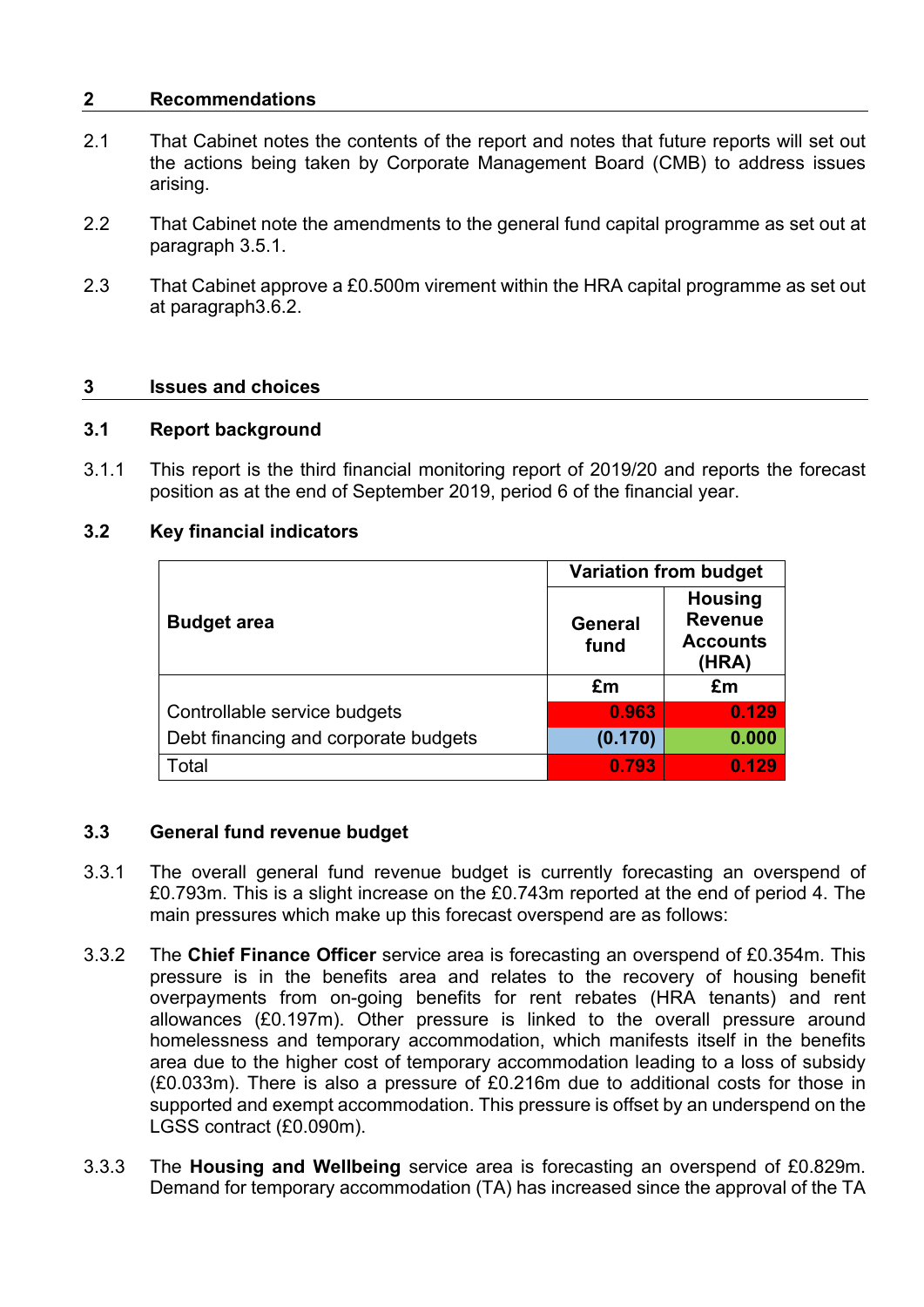## 2 Recommendations

2.1 That Cabinet notes the contents of the report and notes that future reports will set out the actions being taken by Corporate Management Board (CMB) to address issues arising.

2.2 That Cabinet note the amendments to the general fund capital programme as set out at paragraph 3.5.1.

2.3 That Cabinet approve a £0.500m virement within the HRA capital programme as set out at paragraph3.6.2.

## 3 Issues and choices

### 3.1 Report background

3.1.1 This report is the third financial monitoring report of 2019/20 and reports the forecast position as at the end of September 2019, period 6 of the financial year.

### 3.2 Key financial indicators

| Budget area | Variation from budget | |
|---|---|---|
| | General fund | Housing Revenue Accounts (HRA) |
| | £m | £m |
| Controllable service budgets | 0.963 | 0.129 |
| Debt financing and corporate budgets | (0.170) | 0.000 |
| Total | 0.793 | 0.129 |

### 3.3 General fund revenue budget

3.3.1 The overall general fund revenue budget is currently forecasting an overspend of £0.793m. This is a slight increase on the £0.743m reported at the end of period 4. The main pressures which make up this forecast overspend are as follows:

3.3.2 The **Chief Finance Officer** service area is forecasting an overspend of £0.354m. This pressure is in the benefits area and relates to the recovery of housing benefit overpayments from on-going benefits for rent rebates (HRA tenants) and rent allowances (£0.197m). Other pressure is linked to the overall pressure around homelessness and temporary accommodation, which manifests itself in the benefits area due to the higher cost of temporary accommodation leading to a loss of subsidy (£0.033m). There is also a pressure of £0.216m due to additional costs for those in supported and exempt accommodation. This pressure is offset by an underspend on the LGSS contract (£0.090m).

3.3.3 The **Housing and Wellbeing** service area is forecasting an overspend of £0.829m. Demand for temporary accommodation (TA) has increased since the approval of the TA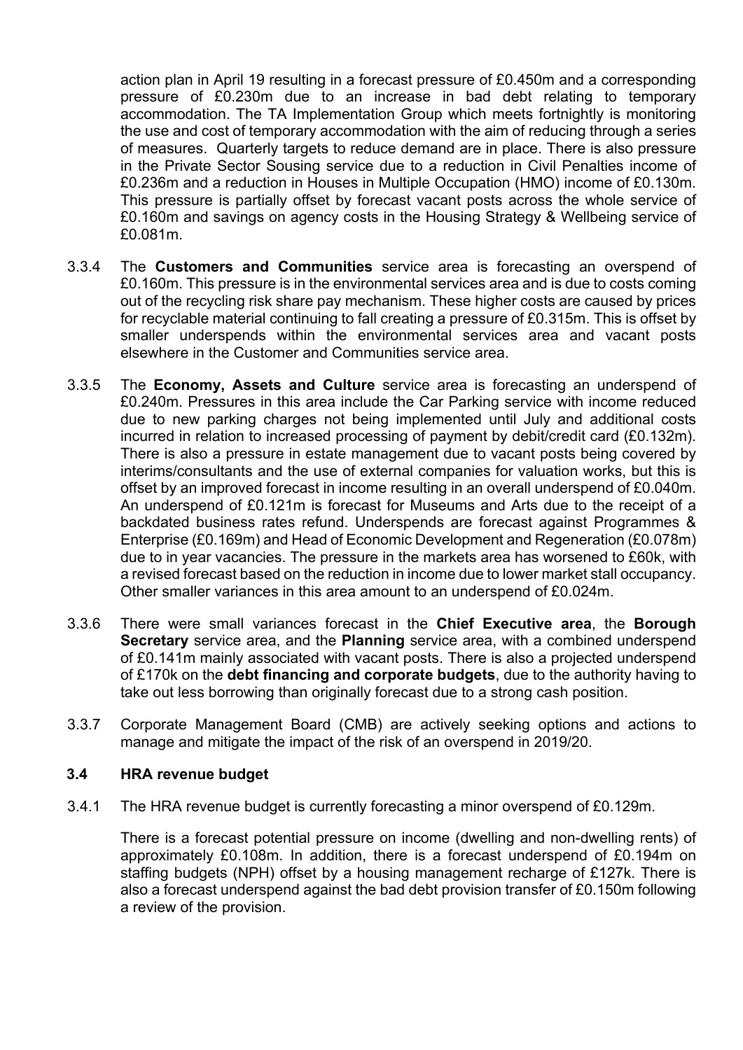action plan in April 19 resulting in a forecast pressure of £0.450m and a corresponding pressure of £0.230m due to an increase in bad debt relating to temporary accommodation. The TA Implementation Group which meets fortnightly is monitoring the use and cost of temporary accommodation with the aim of reducing through a series of measures. Quarterly targets to reduce demand are in place. There is also pressure in the Private Sector Sousing service due to a reduction in Civil Penalties income of £0.236m and a reduction in Houses in Multiple Occupation (HMO) income of £0.130m. This pressure is partially offset by forecast vacant posts across the whole service of £0.160m and savings on agency costs in the Housing Strategy & Wellbeing service of £0.081m.

3.3.4 The **Customers and Communities** service area is forecasting an overspend of £0.160m. This pressure is in the environmental services area and is due to costs coming out of the recycling risk share pay mechanism. These higher costs are caused by prices for recyclable material continuing to fall creating a pressure of £0.315m. This is offset by smaller underspends within the environmental services area and vacant posts elsewhere in the Customer and Communities service area.

3.3.5 The **Economy, Assets and Culture** service area is forecasting an underspend of £0.240m. Pressures in this area include the Car Parking service with income reduced due to new parking charges not being implemented until July and additional costs incurred in relation to increased processing of payment by debit/credit card (£0.132m). There is also a pressure in estate management due to vacant posts being covered by interims/consultants and the use of external companies for valuation works, but this is offset by an improved forecast in income resulting in an overall underspend of £0.040m. An underspend of £0.121m is forecast for Museums and Arts due to the receipt of a backdated business rates refund. Underspends are forecast against Programmes & Enterprise (£0.169m) and Head of Economic Development and Regeneration (£0.078m) due to in year vacancies. The pressure in the markets area has worsened to £60k, with a revised forecast based on the reduction in income due to lower market stall occupancy. Other smaller variances in this area amount to an underspend of £0.024m.

3.3.6 There were small variances forecast in the **Chief Executive area**, the **Borough Secretary** service area, and the **Planning** service area, with a combined underspend of £0.141m mainly associated with vacant posts. There is also a projected underspend of £170k on the **debt financing and corporate budgets**, due to the authority having to take out less borrowing than originally forecast due to a strong cash position.

3.3.7 Corporate Management Board (CMB) are actively seeking options and actions to manage and mitigate the impact of the risk of an overspend in 2019/20.

### 3.4 HRA revenue budget

3.4.1 The HRA revenue budget is currently forecasting a minor overspend of £0.129m.

There is a forecast potential pressure on income (dwelling and non-dwelling rents) of approximately £0.108m. In addition, there is a forecast underspend of £0.194m on staffing budgets (NPH) offset by a housing management recharge of £127k. There is also a forecast underspend against the bad debt provision transfer of £0.150m following a review of the provision.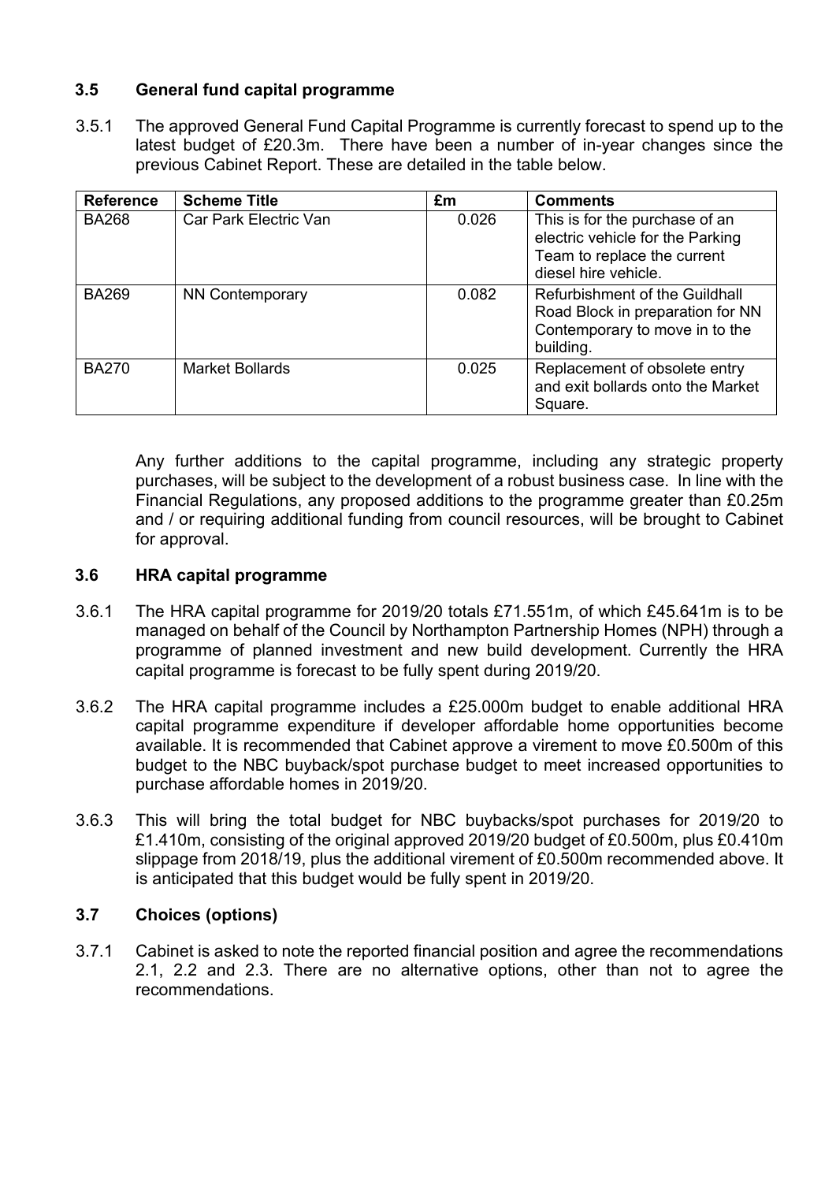### 3.5 General fund capital programme

3.5.1 The approved General Fund Capital Programme is currently forecast to spend up to the latest budget of £20.3m. There have been a number of in-year changes since the previous Cabinet Report. These are detailed in the table below.

| Reference | Scheme Title | £m | Comments |
|---|---|---|---|
| BA268 | Car Park Electric Van | 0.026 | This is for the purchase of an electric vehicle for the Parking Team to replace the current diesel hire vehicle. |
| BA269 | NN Contemporary | 0.082 | Refurbishment of the Guildhall Road Block in preparation for NN Contemporary to move in to the building. |
| BA270 | Market Bollards | 0.025 | Replacement of obsolete entry and exit bollards onto the Market Square. |

Any further additions to the capital programme, including any strategic property purchases, will be subject to the development of a robust business case. In line with the Financial Regulations, any proposed additions to the programme greater than £0.25m and / or requiring additional funding from council resources, will be brought to Cabinet for approval.

### 3.6 HRA capital programme

3.6.1 The HRA capital programme for 2019/20 totals £71.551m, of which £45.641m is to be managed on behalf of the Council by Northampton Partnership Homes (NPH) through a programme of planned investment and new build development. Currently the HRA capital programme is forecast to be fully spent during 2019/20.

3.6.2 The HRA capital programme includes a £25.000m budget to enable additional HRA capital programme expenditure if developer affordable home opportunities become available. It is recommended that Cabinet approve a virement to move £0.500m of this budget to the NBC buyback/spot purchase budget to meet increased opportunities to purchase affordable homes in 2019/20.

3.6.3 This will bring the total budget for NBC buybacks/spot purchases for 2019/20 to £1.410m, consisting of the original approved 2019/20 budget of £0.500m, plus £0.410m slippage from 2018/19, plus the additional virement of £0.500m recommended above. It is anticipated that this budget would be fully spent in 2019/20.

### 3.7 Choices (options)

3.7.1 Cabinet is asked to note the reported financial position and agree the recommendations 2.1, 2.2 and 2.3. There are no alternative options, other than not to agree the recommendations.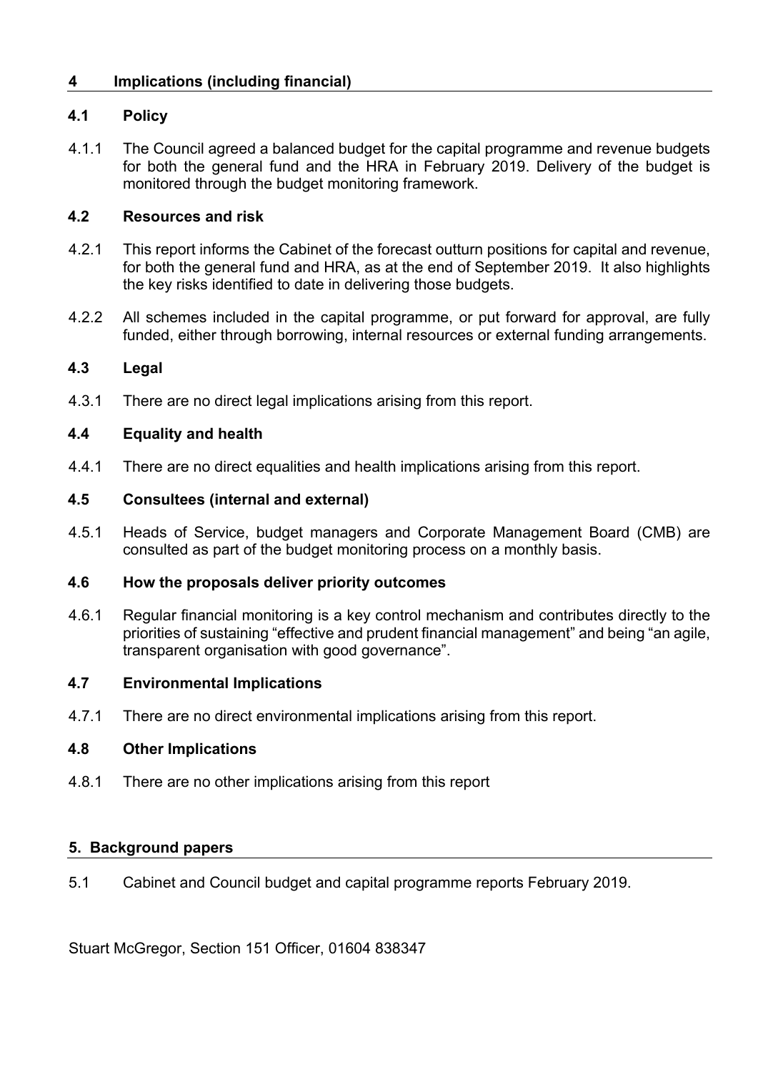## 4 Implications (including financial)

### 4.1 Policy

4.1.1 The Council agreed a balanced budget for the capital programme and revenue budgets for both the general fund and the HRA in February 2019. Delivery of the budget is monitored through the budget monitoring framework.

### 4.2 Resources and risk

4.2.1 This report informs the Cabinet of the forecast outturn positions for capital and revenue, for both the general fund and HRA, as at the end of September 2019. It also highlights the key risks identified to date in delivering those budgets.

4.2.2 All schemes included in the capital programme, or put forward for approval, are fully funded, either through borrowing, internal resources or external funding arrangements.

### 4.3 Legal

4.3.1 There are no direct legal implications arising from this report.

### 4.4 Equality and health

4.4.1 There are no direct equalities and health implications arising from this report.

### 4.5 Consultees (internal and external)

4.5.1 Heads of Service, budget managers and Corporate Management Board (CMB) are consulted as part of the budget monitoring process on a monthly basis.

### 4.6 How the proposals deliver priority outcomes

4.6.1 Regular financial monitoring is a key control mechanism and contributes directly to the priorities of sustaining "effective and prudent financial management" and being "an agile, transparent organisation with good governance".

### 4.7 Environmental Implications

4.7.1 There are no direct environmental implications arising from this report.

### 4.8 Other Implications

4.8.1 There are no other implications arising from this report

## 5. Background papers

5.1 Cabinet and Council budget and capital programme reports February 2019.

Stuart McGregor, Section 151 Officer, 01604 838347